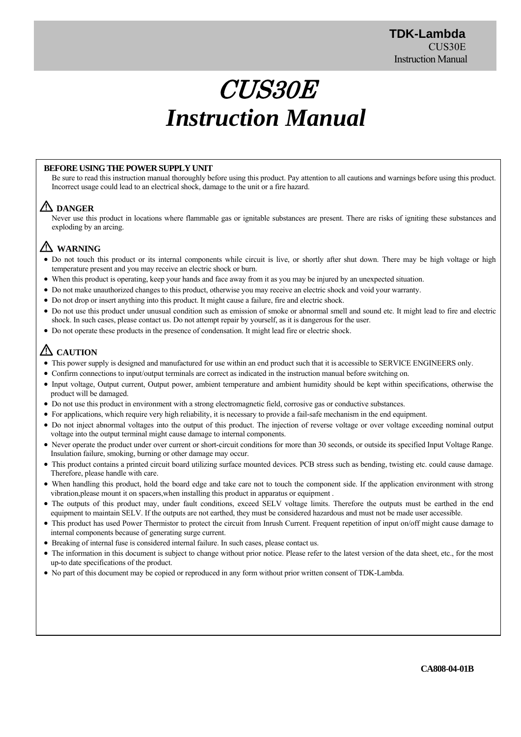# CUS30E
# Instruction Manual

**BEFORE USING THE POWER SUPPLY UNIT**

Be sure to read this instruction manual thoroughly before using this product. Pay attention to all cautions and warnings before using this product. Incorrect usage could lead to an electrical shock, damage to the unit or a fire hazard.

## ⚠ DANGER

Never use this product in locations where flammable gas or ignitable substances are present. There are risks of igniting these substances and exploding by an arcing.

## ⚠ WARNING

- Do not touch this product or its internal components while circuit is live, or shortly after shut down. There may be high voltage or high temperature present and you may receive an electric shock or burn.
- When this product is operating, keep your hands and face away from it as you may be injured by an unexpected situation.
- Do not make unauthorized changes to this product, otherwise you may receive an electric shock and void your warranty.
- Do not drop or insert anything into this product. It might cause a failure, fire and electric shock.
- Do not use this product under unusual condition such as emission of smoke or abnormal smell and sound etc. It might lead to fire and electric shock. In such cases, please contact us. Do not attempt repair by yourself, as it is dangerous for the user.
- Do not operate these products in the presence of condensation. It might lead fire or electric shock.

## ⚠ CAUTION

- This power supply is designed and manufactured for use within an end product such that it is accessible to SERVICE ENGINEERS only.
- Confirm connections to input/output terminals are correct as indicated in the instruction manual before switching on.
- Input voltage, Output current, Output power, ambient temperature and ambient humidity should be kept within specifications, otherwise the product will be damaged.
- Do not use this product in environment with a strong electromagnetic field, corrosive gas or conductive substances.
- For applications, which require very high reliability, it is necessary to provide a fail-safe mechanism in the end equipment.
- Do not inject abnormal voltages into the output of this product. The injection of reverse voltage or over voltage exceeding nominal output voltage into the output terminal might cause damage to internal components.
- Never operate the product under over current or short-circuit conditions for more than 30 seconds, or outside its specified Input Voltage Range. Insulation failure, smoking, burning or other damage may occur.
- This product contains a printed circuit board utilizing surface mounted devices. PCB stress such as bending, twisting etc. could cause damage. Therefore, please handle with care.
- When handling this product, hold the board edge and take care not to touch the component side. If the application environment with strong vibration,please mount it on spacers,when installing this product in apparatus or equipment .
- The outputs of this product may, under fault conditions, exceed SELV voltage limits. Therefore the outputs must be earthed in the end equipment to maintain SELV. If the outputs are not earthed, they must be considered hazardous and must not be made user accessible.
- This product has used Power Thermistor to protect the circuit from Inrush Current. Frequent repetition of input on/off might cause damage to internal components because of generating surge current.
- Breaking of internal fuse is considered internal failure. In such cases, please contact us.
- The information in this document is subject to change without prior notice. Please refer to the latest version of the data sheet, etc., for the most up-to date specifications of the product.
- No part of this document may be copied or reproduced in any form without prior written consent of TDK-Lambda.

**CA808-04-01B**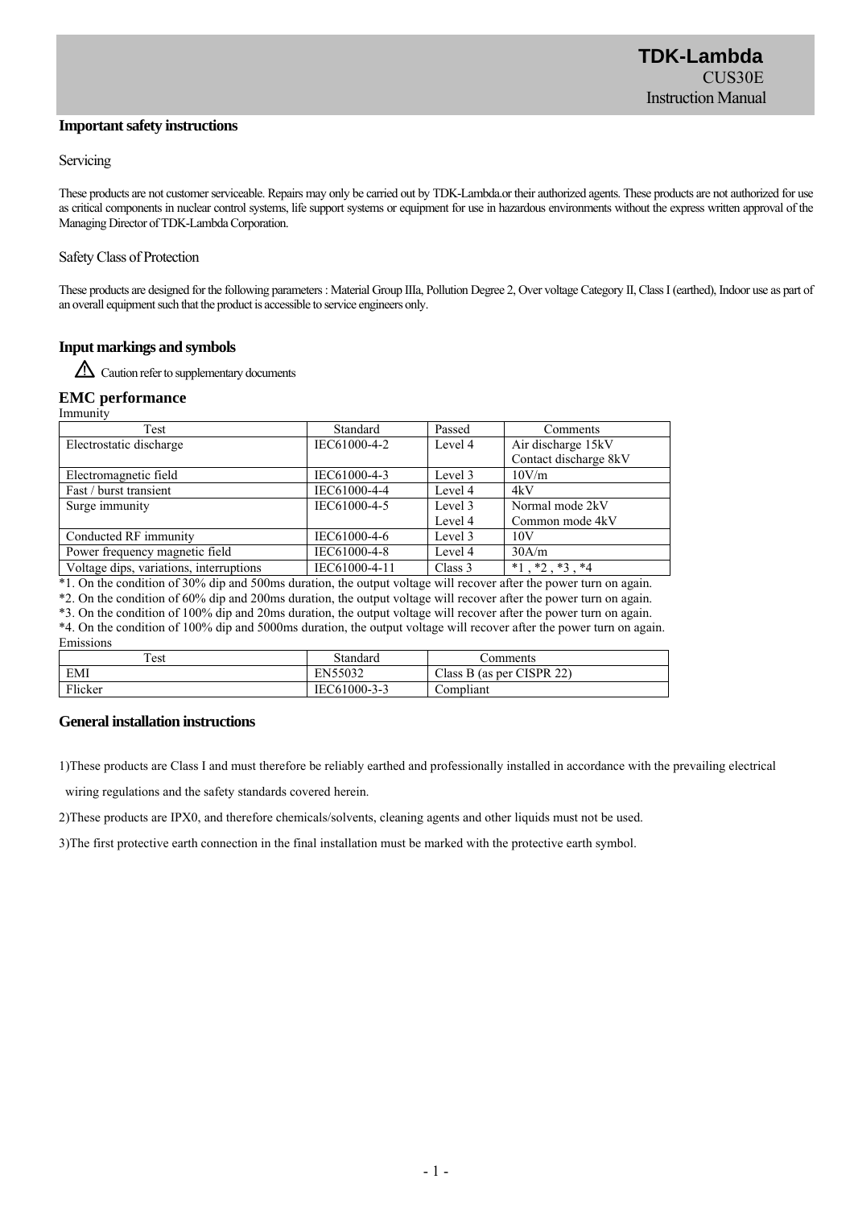## Important safety instructions

### Servicing

These products are not customer serviceable. Repairs may only be carried out by TDK-Lambda.or their authorized agents. These products are not authorized for use as critical components in nuclear control systems, life support systems or equipment for use in hazardous environments without the express written approval of the Managing Director of TDK-Lambda Corporation.

### Safety Class of Protection

These products are designed for the following parameters : Material Group IIIa, Pollution Degree 2, Over voltage Category II, Class I (earthed), Indoor use as part of an overall equipment such that the product is accessible to service engineers only.

## Input markings and symbols

⚠ Caution refer to supplementary documents

## EMC performance

Immunity

| Test | Standard | Passed | Comments |
|---|---|---|---|
| Electrostatic discharge | IEC61000-4-2 | Level 4 | Air discharge 15kV<br>Contact discharge 8kV |
| Electromagnetic field | IEC61000-4-3 | Level 3 | 10V/m |
| Fast / burst transient | IEC61000-4-4 | Level 4 | 4kV |
| Surge immunity | IEC61000-4-5 | Level 3<br>Level 4 | Normal mode 2kV<br>Common mode 4kV |
| Conducted RF immunity | IEC61000-4-6 | Level 3 | 10V |
| Power frequency magnetic field | IEC61000-4-8 | Level 4 | 30A/m |
| Voltage dips, variations, interruptions | IEC61000-4-11 | Class 3 | *1 , *2 , *3 , *4 |

*1. On the condition of 30% dip and 500ms duration, the output voltage will recover after the power turn on again.
*2. On the condition of 60% dip and 200ms duration, the output voltage will recover after the power turn on again.
*3. On the condition of 100% dip and 20ms duration, the output voltage will recover after the power turn on again.
*4. On the condition of 100% dip and 5000ms duration, the output voltage will recover after the power turn on again.

Emissions

| Test | Standard | Comments |
|---|---|---|
| EMI | EN55032 | Class B (as per CISPR 22) |
| Flicker | IEC61000-3-3 | Compliant |

## General installation instructions

1)These products are Class I and must therefore be reliably earthed and professionally installed in accordance with the prevailing electrical wiring regulations and the safety standards covered herein.

2)These products are IPX0, and therefore chemicals/solvents, cleaning agents and other liquids must not be used.

3)The first protective earth connection in the final installation must be marked with the protective earth symbol.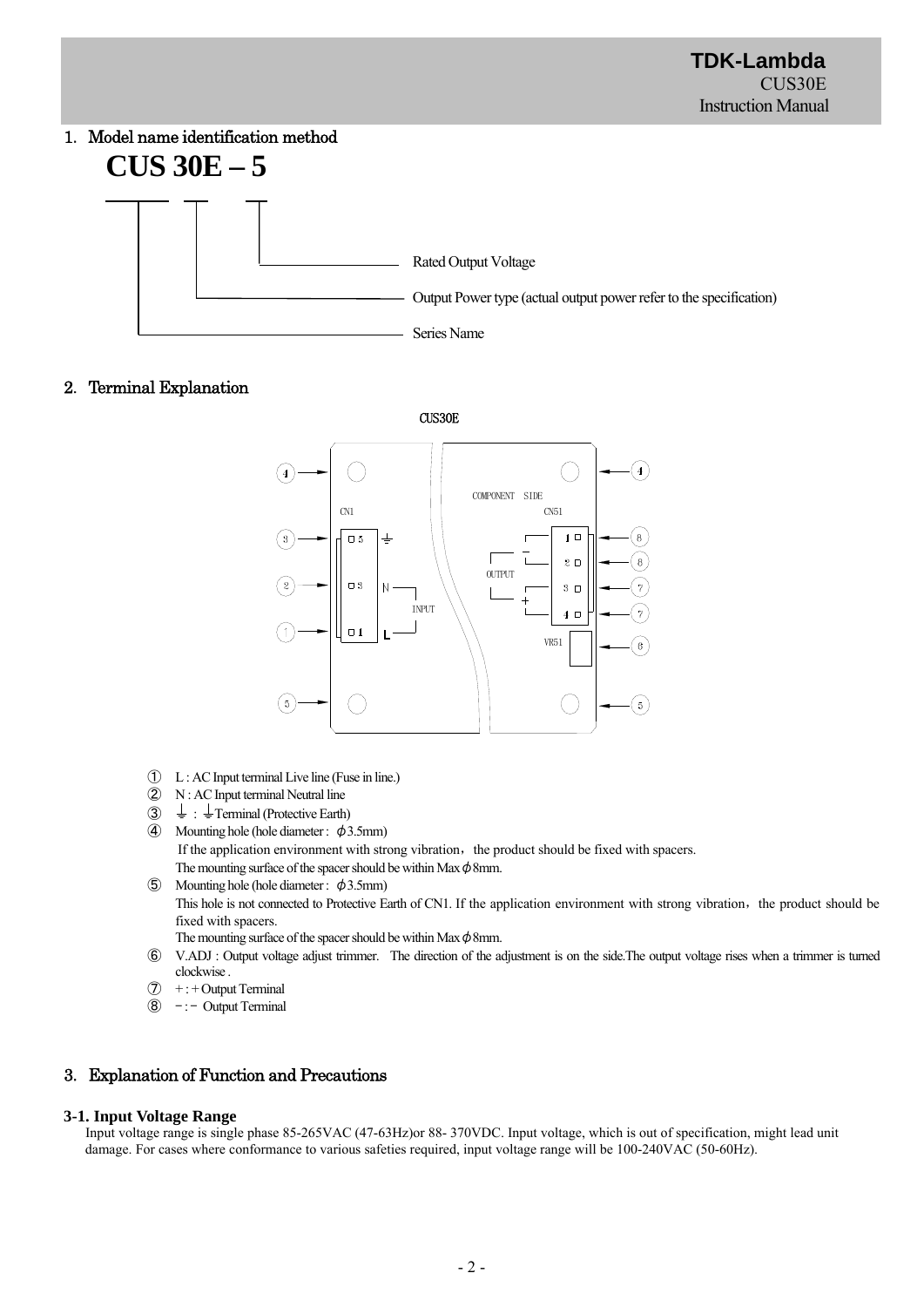## 1. Model name identification method

**CUS 30E – 5**

- CUS: Series Name
- 30E: Output Power type (actual output power refer to the specification)
- 5: Rated Output Voltage

## 2. Terminal Explanation

CUS30E

① L : AC Input terminal Live line (Fuse in line.)

② N : AC Input terminal Neutral line

③ ⏚ : ⏚Terminal (Protective Earth)

④ Mounting hole (hole diameter : ϕ3.5mm)
If the application environment with strong vibration，the product should be fixed with spacers.
The mounting surface of the spacer should be within Maxϕ8mm.

⑤ Mounting hole (hole diameter : ϕ3.5mm)
This hole is not connected to Protective Earth of CN1. If the application environment with strong vibration，the product should be fixed with spacers.
The mounting surface of the spacer should be within Maxϕ8mm.

⑥ V.ADJ : Output voltage adjust trimmer. The direction of the adjustment is on the side.The output voltage rises when a trimmer is turned clockwise .

⑦ + : + Output Terminal

⑧ − : − Output Terminal

## 3. Explanation of Function and Precautions

### 3-1. Input Voltage Range

Input voltage range is single phase 85-265VAC (47-63Hz)or 88- 370VDC. Input voltage, which is out of specification, might lead unit damage. For cases where conformance to various safeties required, input voltage range will be 100-240VAC (50-60Hz).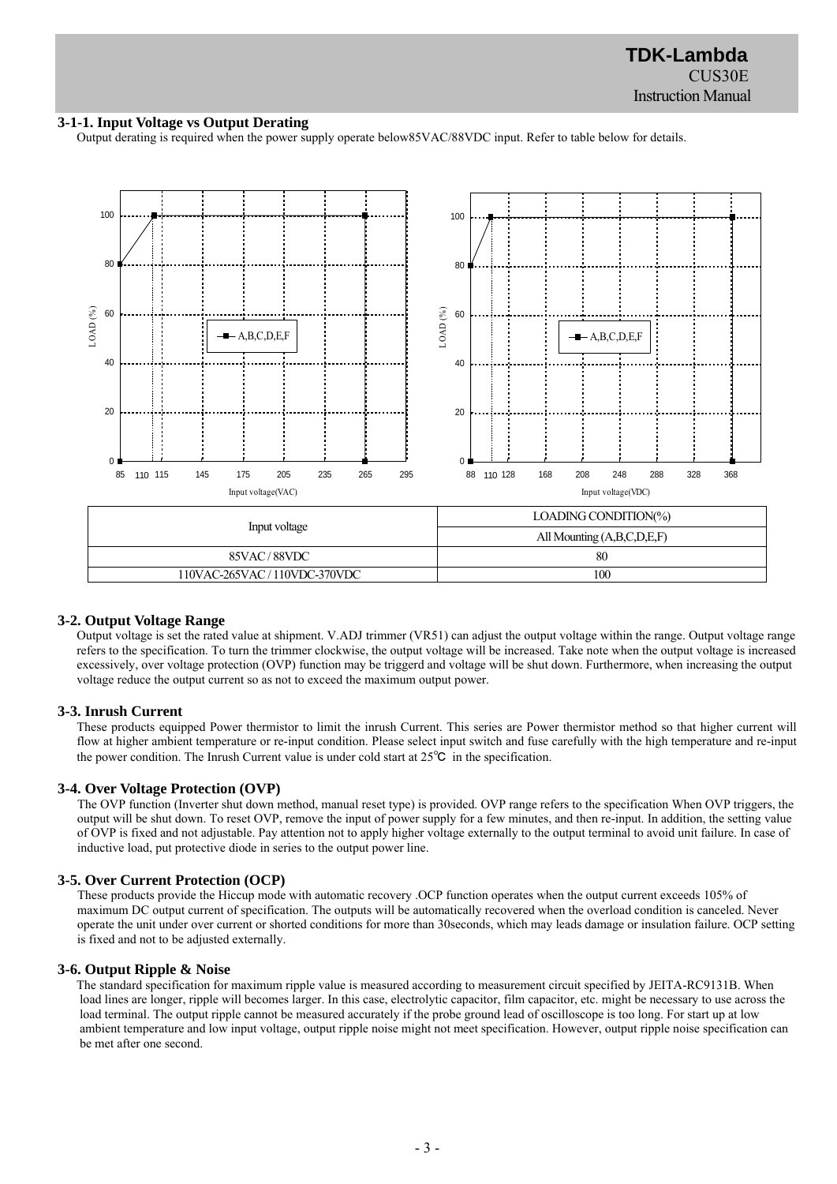### 3-1-1. Input Voltage vs Output Derating

Output derating is required when the power supply operate below85VAC/88VDC input. Refer to table below for details.

| Input voltage | LOADING CONDITION(%) |
|---|---|
| | All Mounting (A,B,C,D,E,F) |
| 85VAC / 88VDC | 80 |
| 110VAC-265VAC / 110VDC-370VDC | 100 |

### 3-2. Output Voltage Range

Output voltage is set the rated value at shipment. V.ADJ trimmer (VR51) can adjust the output voltage within the range. Output voltage range refers to the specification. To turn the trimmer clockwise, the output voltage will be increased. Take note when the output voltage is increased excessively, over voltage protection (OVP) function may be triggerd and voltage will be shut down. Furthermore, when increasing the output voltage reduce the output current so as not to exceed the maximum output power.

### 3-3. Inrush Current

These products equipped Power thermistor to limit the inrush Current. This series are Power thermistor method so that higher current will flow at higher ambient temperature or re-input condition. Please select input switch and fuse carefully with the high temperature and re-input the power condition. The Inrush Current value is under cold start at 25℃ in the specification.

### 3-4. Over Voltage Protection (OVP)

The OVP function (Inverter shut down method, manual reset type) is provided. OVP range refers to the specification When OVP triggers, the output will be shut down. To reset OVP, remove the input of power supply for a few minutes, and then re-input. In addition, the setting value of OVP is fixed and not adjustable. Pay attention not to apply higher voltage externally to the output terminal to avoid unit failure. In case of inductive load, put protective diode in series to the output power line.

### 3-5. Over Current Protection (OCP)

These products provide the Hiccup mode with automatic recovery .OCP function operates when the output current exceeds 105% of maximum DC output current of specification. The outputs will be automatically recovered when the overload condition is canceled. Never operate the unit under over current or shorted conditions for more than 30seconds, which may leads damage or insulation failure. OCP setting is fixed and not to be adjusted externally.

### 3-6. Output Ripple & Noise

The standard specification for maximum ripple value is measured according to measurement circuit specified by JEITA-RC9131B. When load lines are longer, ripple will becomes larger. In this case, electrolytic capacitor, film capacitor, etc. might be necessary to use across the load terminal. The output ripple cannot be measured accurately if the probe ground lead of oscilloscope is too long. For start up at low ambient temperature and low input voltage, output ripple noise might not meet specification. However, output ripple noise specification can be met after one second.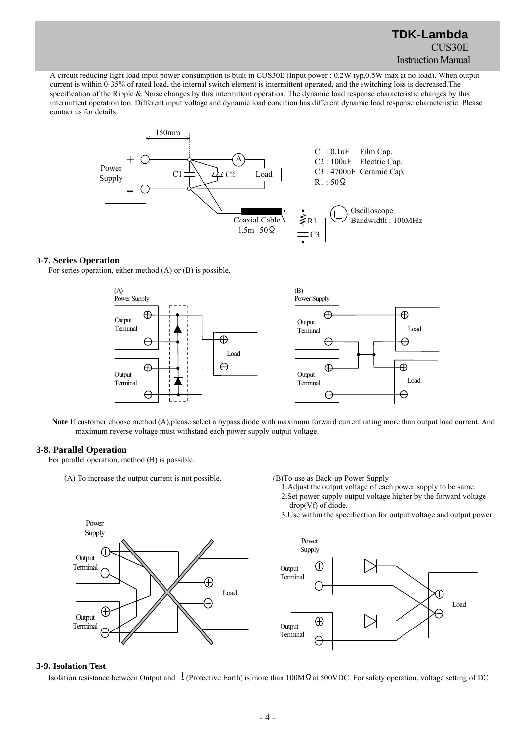A circuit reducing light load input power consumption is built in CUS30E (Input power : 0.2W typ,0.5W max at no load). When output current is within 0-35% of rated load, the internal switch element is intermittent operated, and the switching loss is decreased.The specification of the Ripple & Noise changes by this intermittent operation. The dynamic load response characteristic changes by this intermittent operation too. Different input voltage and dynamic load condition has different dynamic load response characteristic. Please contact us for details.

C1 : 0.1uF Film Cap.
C2 : 100uF Electric Cap.
C3 : 4700uF Ceramic Cap.
R1 : 50Ω

### 3-7. Series Operation

For series operation, either method (A) or (B) is possible.

**Note**:If customer choose method (A),please select a bypass diode with maximum forward current rating more than output load current. And maximum reverse voltage must withstand each power supply output voltage.

### 3-8. Parallel Operation

For parallel operation, method (B) is possible.

(A) To increase the output current is not possible.

(B)To use as Back-up Power Supply

1. Adjust the output voltage of each power supply to be same.
2. Set power supply output voltage higher by the forward voltage drop(Vf) of diode.
3. Use within the specification for output voltage and output power.

### 3-9. Isolation Test

Isolation resistance between Output and ⏚(Protective Earth) is more than 100MΩ at 500VDC. For safety operation, voltage setting of DC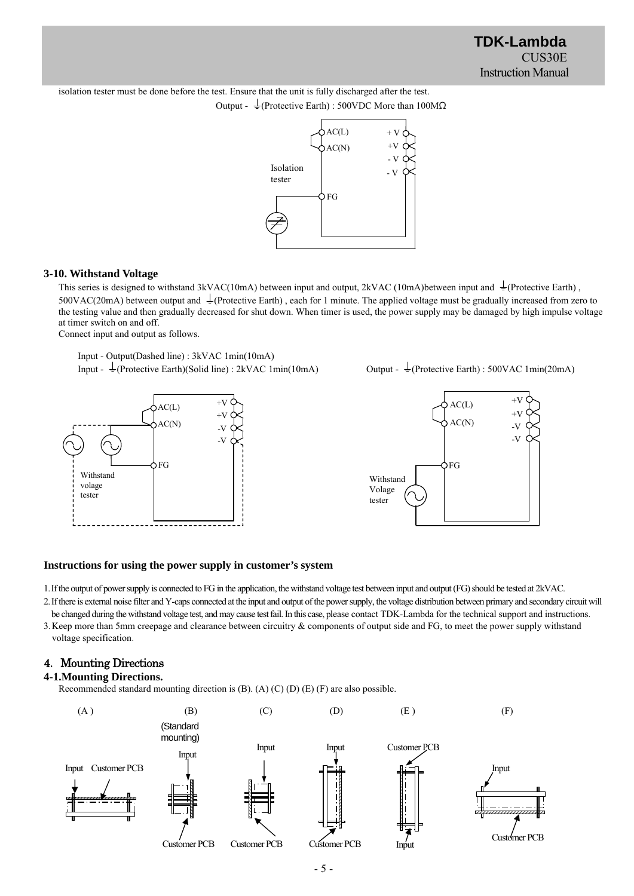isolation tester must be done before the test. Ensure that the unit is fully discharged after the test.

Output - ⏚(Protective Earth) : 500VDC More than 100MΩ

### 3-10. Withstand Voltage

This series is designed to withstand 3kVAC(10mA) between input and output, 2kVAC (10mA)between input and ⏚(Protective Earth) , 500VAC(20mA) between output and ⏚(Protective Earth) , each for 1 minute. The applied voltage must be gradually increased from zero to the testing value and then gradually decreased for shut down. When timer is used, the power supply may be damaged by high impulse voltage at timer switch on and off.

Connect input and output as follows.

Input - Output(Dashed line) : 3kVAC 1min(10mA)

Input - ⏚(Protective Earth)(Solid line) : 2kVAC 1min(10mA)

Output - ⏚(Protective Earth) : 500VAC 1min(20mA)

### Instructions for using the power supply in customer's system

1. If the output of power supply is connected to FG in the application, the withstand voltage test between input and output (FG) should be tested at 2kVAC.
2. If there is external noise filter and Y-caps connected at the input and output of the power supply, the voltage distribution between primary and secondary circuit will be changed during the withstand voltage test, and may cause test fail. In this case, please contact TDK-Lambda for the technical support and instructions.
3. Keep more than 5mm creepage and clearance between circuitry & components of output side and FG, to meet the power supply withstand voltage specification.

## 4. Mounting Directions

### 4-1.Mounting Directions.

Recommended standard mounting direction is (B). (A) (C) (D) (E) (F) are also possible.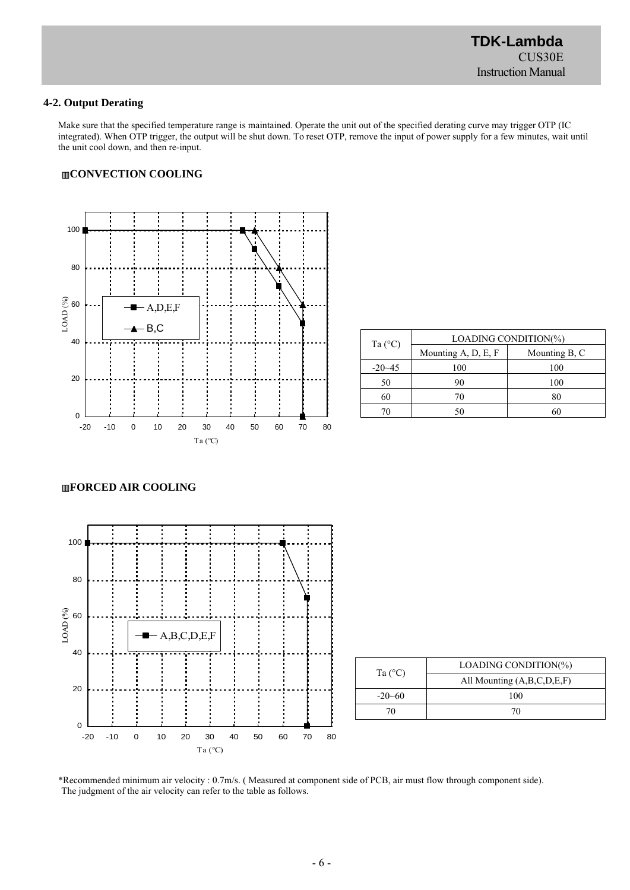## 4-2. Output Derating

Make sure that the specified temperature range is maintained. Operate the unit out of the specified derating curve may trigger OTP (IC integrated). When OTP trigger, the output will be shut down. To reset OTP, remove the input of power supply for a few minutes, wait until the unit cool down, and then re-input.

### ▥CONVECTION COOLING

| Ta (°C) | LOADING CONDITION(%) | |
|---|---|---|
| | Mounting A, D, E, F | Mounting B, C |
| -20~45 | 100 | 100 |
| 50 | 90 | 100 |
| 60 | 70 | 80 |
| 70 | 50 | 60 |

### ▥FORCED AIR COOLING

| Ta (°C) | LOADING CONDITION(%) |
|---|---|
| | All Mounting (A,B,C,D,E,F) |
| -20~60 | 100 |
| 70 | 70 |

*Recommended minimum air velocity : 0.7m/s. ( Measured at component side of PCB, air must flow through component side).
The judgment of the air velocity can refer to the table as follows.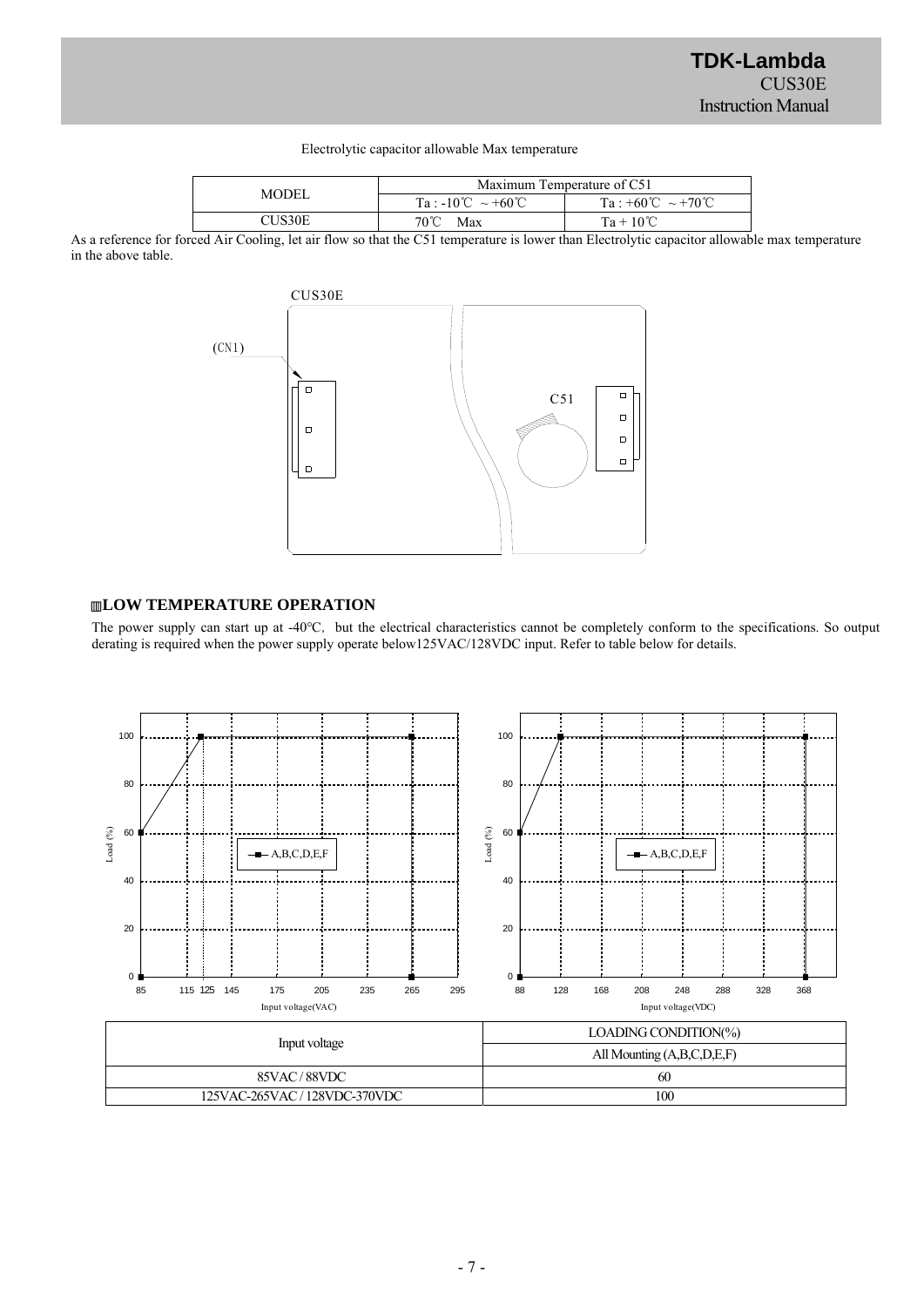Electrolytic capacitor allowable Max temperature

| MODEL | Maximum Temperature of C51 | |
|---|---|---|
| | Ta : -10℃ ~ +60℃ | Ta : +60℃ ~ +70℃ |
| CUS30E | 70℃ Max | Ta + 10℃ |

As a reference for forced Air Cooling, let air flow so that the C51 temperature is lower than Electrolytic capacitor allowable max temperature in the above table.

CUS30E

(CN1)

C51

## ▥LOW TEMPERATURE OPERATION

The power supply can start up at -40℃, but the electrical characteristics cannot be completely conform to the specifications. So output derating is required when the power supply operate below125VAC/128VDC input. Refer to table below for details.

| Input voltage | LOADING CONDITION(%) |
|---|---|
| | All Mounting (A,B,C,D,E,F) |
| 85VAC / 88VDC | 60 |
| 125VAC-265VAC / 128VDC-370VDC | 100 |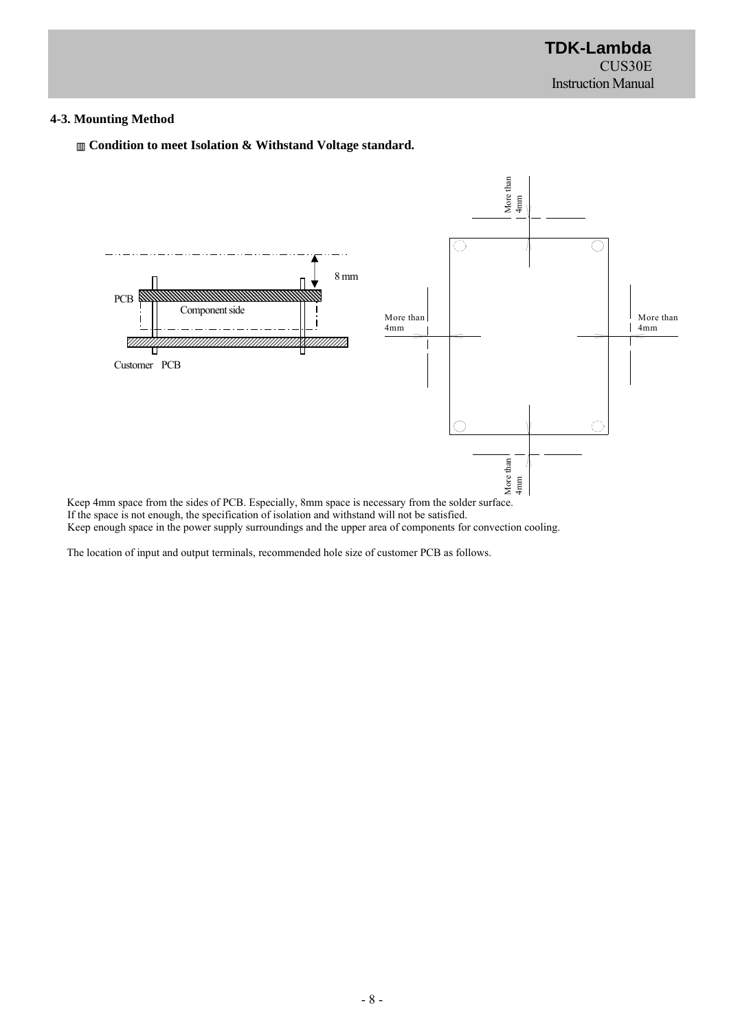### 4-3. Mounting Method

**Condition to meet Isolation & Withstand Voltage standard.**

8 mm

PCB

Component side

Customer PCB

More than 4mm

More than 4mm

More than 4mm

More than 4mm

Keep 4mm space from the sides of PCB. Especially, 8mm space is necessary from the solder surface.
If the space is not enough, the specification of isolation and withstand will not be satisfied.
Keep enough space in the power supply surroundings and the upper area of components for convection cooling.

The location of input and output terminals, recommended hole size of customer PCB as follows.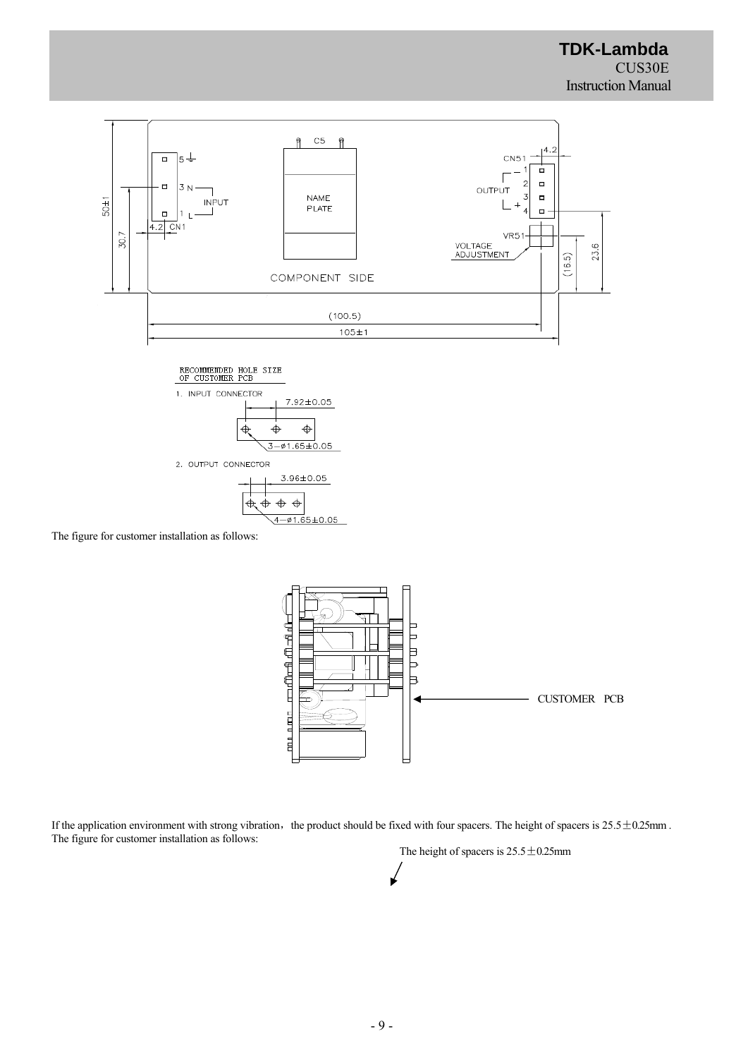RECOMMENDED HOLE SIZE OF CUSTOMER PCB

1. INPUT CONNECTOR

7.92±0.05

3−ø1.65±0.05

2. OUTPUT CONNECTOR

3.96±0.05

4−ø1.65±0.05

The figure for customer installation as follows:

CUSTOMER PCB

If the application environment with strong vibration, the product should be fixed with four spacers. The height of spacers is 25.5±0.25mm .
The figure for customer installation as follows:

The height of spacers is 25.5±0.25mm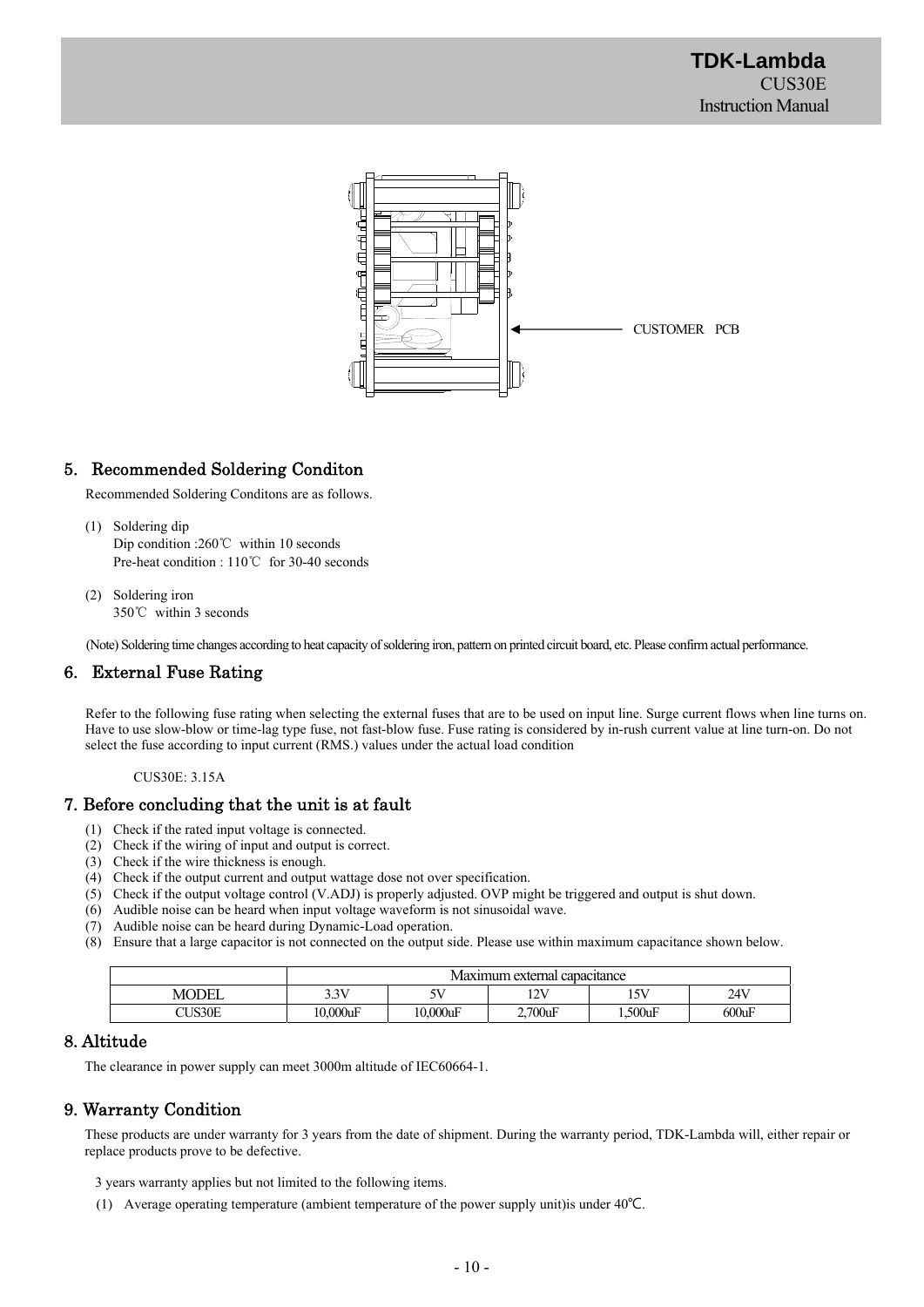CUSTOMER PCB

## 5. Recommended Soldering Conditon

Recommended Soldering Conditons are as follows.

(1) Soldering dip
  Dip condition :260℃ within 10 seconds
  Pre-heat condition : 110℃ for 30-40 seconds

(2) Soldering iron
  350℃ within 3 seconds

(Note) Soldering time changes according to heat capacity of soldering iron, pattern on printed circuit board, etc. Please confirm actual performance.

## 6. External Fuse Rating

Refer to the following fuse rating when selecting the external fuses that are to be used on input line. Surge current flows when line turns on. Have to use slow-blow or time-lag type fuse, not fast-blow fuse. Fuse rating is considered by in-rush current value at line turn-on. Do not select the fuse according to input current (RMS.) values under the actual load condition

CUS30E: 3.15A

## 7. Before concluding that the unit is at fault

(1) Check if the rated input voltage is connected.
(2) Check if the wiring of input and output is correct.
(3) Check if the wire thickness is enough.
(4) Check if the output current and output wattage dose not over specification.
(5) Check if the output voltage control (V.ADJ) is properly adjusted. OVP might be triggered and output is shut down.
(6) Audible noise can be heard when input voltage waveform is not sinusoidal wave.
(7) Audible noise can be heard during Dynamic-Load operation.
(8) Ensure that a large capacitor is not connected on the output side. Please use within maximum capacitance shown below.

| | Maximum external capacitance | | | | |
|---|---|---|---|---|---|
| MODEL | 3.3V | 5V | 12V | 15V | 24V |
| CUS30E | 10,000uF | 10,000uF | 2,700uF | 1,500uF | 600uF |

## 8. Altitude

The clearance in power supply can meet 3000m altitude of IEC60664-1.

## 9. Warranty Condition

These products are under warranty for 3 years from the date of shipment. During the warranty period, TDK-Lambda will, either repair or replace products prove to be defective.

3 years warranty applies but not limited to the following items.

(1) Average operating temperature (ambient temperature of the power supply unit)is under 40℃.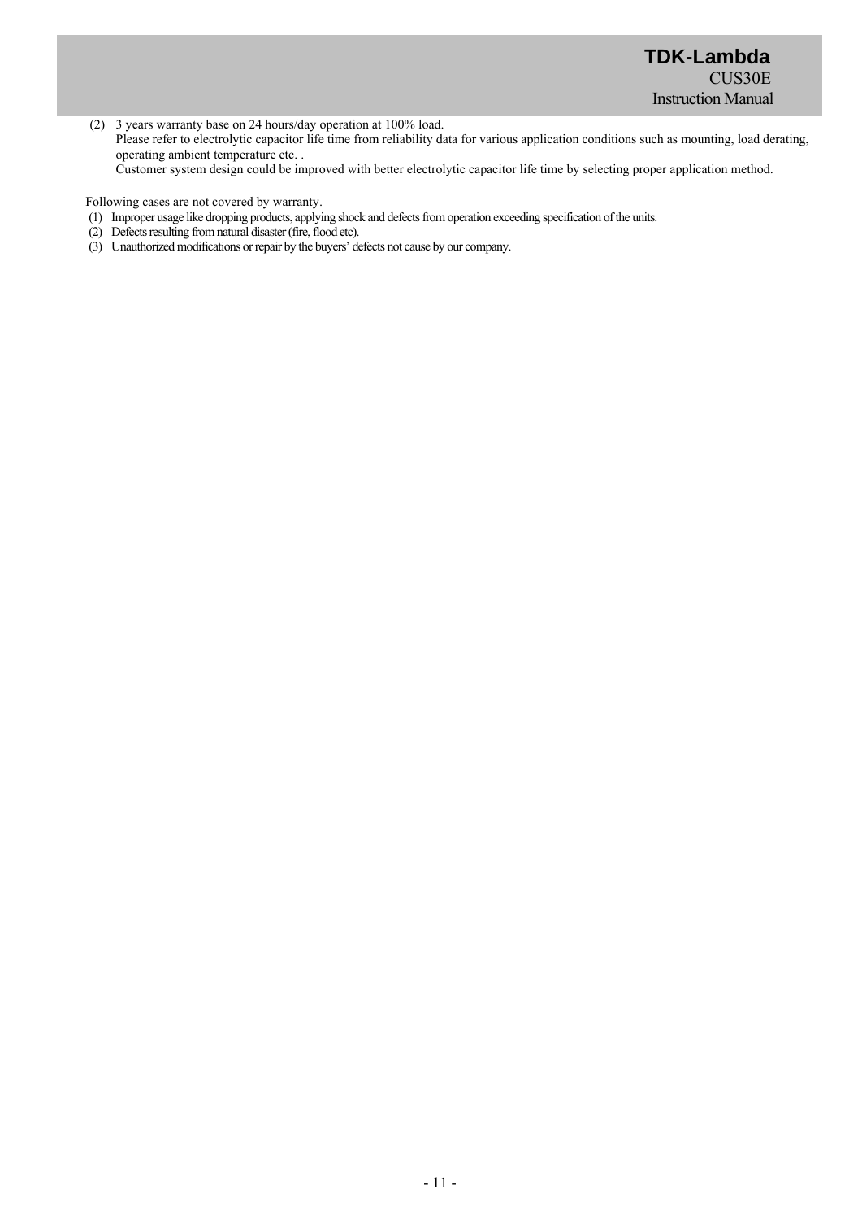(2) 3 years warranty base on 24 hours/day operation at 100% load.
Please refer to electrolytic capacitor life time from reliability data for various application conditions such as mounting, load derating, operating ambient temperature etc. .
Customer system design could be improved with better electrolytic capacitor life time by selecting proper application method.

Following cases are not covered by warranty.

(1) Improper usage like dropping products, applying shock and defects from operation exceeding specification of the units.
(2) Defects resulting from natural disaster (fire, flood etc).
(3) Unauthorized modifications or repair by the buyers' defects not cause by our company.